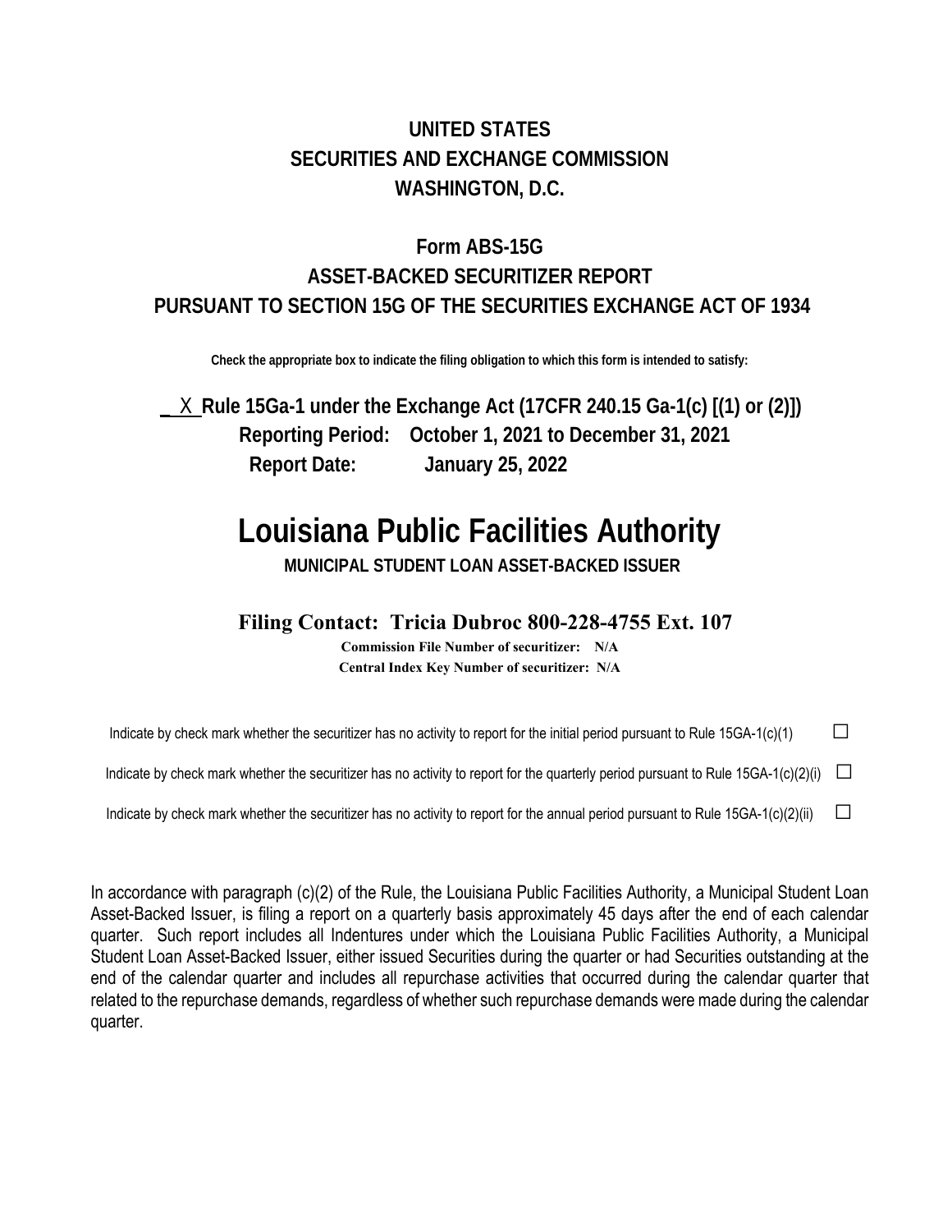# UNITED STATES
# SECURITIES AND EXCHANGE COMMISSION
# WASHINGTON, D.C.

## Form ABS-15G
## ASSET-BACKED SECURITIZER REPORT
## PURSUANT TO SECTION 15G OF THE SECURITIES EXCHANGE ACT OF 1934

**Check the appropriate box to indicate the filing obligation to which this form is intended to satisfy:**

**_X_ Rule 15Ga-1 under the Exchange Act (17CFR 240.15 Ga-1(c) [(1) or (2)])**

**Reporting Period: October 1, 2021 to December 31, 2021**

**Report Date: January 25, 2022**

# Louisiana Public Facilities Authority

**MUNICIPAL STUDENT LOAN ASSET-BACKED ISSUER**

**Filing Contact: Tricia Dubroc 800-228-4755 Ext. 107**

**Commission File Number of securitizer: N/A**

**Central Index Key Number of securitizer: N/A**

Indicate by check mark whether the securitizer has no activity to report for the initial period pursuant to Rule 15GA-1(c)(1) ☐

Indicate by check mark whether the securitizer has no activity to report for the quarterly period pursuant to Rule 15GA-1(c)(2)(i) ☐

Indicate by check mark whether the securitizer has no activity to report for the annual period pursuant to Rule 15GA-1(c)(2)(ii) ☐

In accordance with paragraph (c)(2) of the Rule, the Louisiana Public Facilities Authority, a Municipal Student Loan Asset-Backed Issuer, is filing a report on a quarterly basis approximately 45 days after the end of each calendar quarter. Such report includes all Indentures under which the Louisiana Public Facilities Authority, a Municipal Student Loan Asset-Backed Issuer, either issued Securities during the quarter or had Securities outstanding at the end of the calendar quarter and includes all repurchase activities that occurred during the calendar quarter that related to the repurchase demands, regardless of whether such repurchase demands were made during the calendar quarter.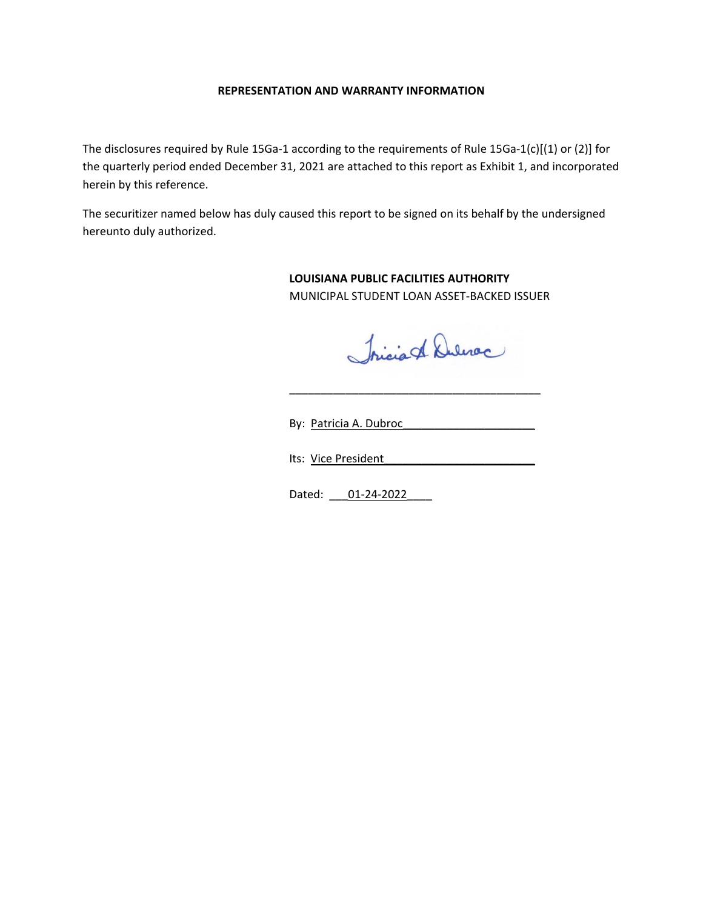**REPRESENTATION AND WARRANTY INFORMATION**

The disclosures required by Rule 15Ga-1 according to the requirements of Rule 15Ga-1(c)[(1) or (2)] for the quarterly period ended December 31, 2021 are attached to this report as Exhibit 1, and incorporated herein by this reference.

The securitizer named below has duly caused this report to be signed on its behalf by the undersigned hereunto duly authorized.

**LOUISIANA PUBLIC FACILITIES AUTHORITY**
MUNICIPAL STUDENT LOAN ASSET-BACKED ISSUER

_______________________________________

By: Patricia A. Dubroc____________________

Its: Vice President______________________

Dated: ___01-24-2022____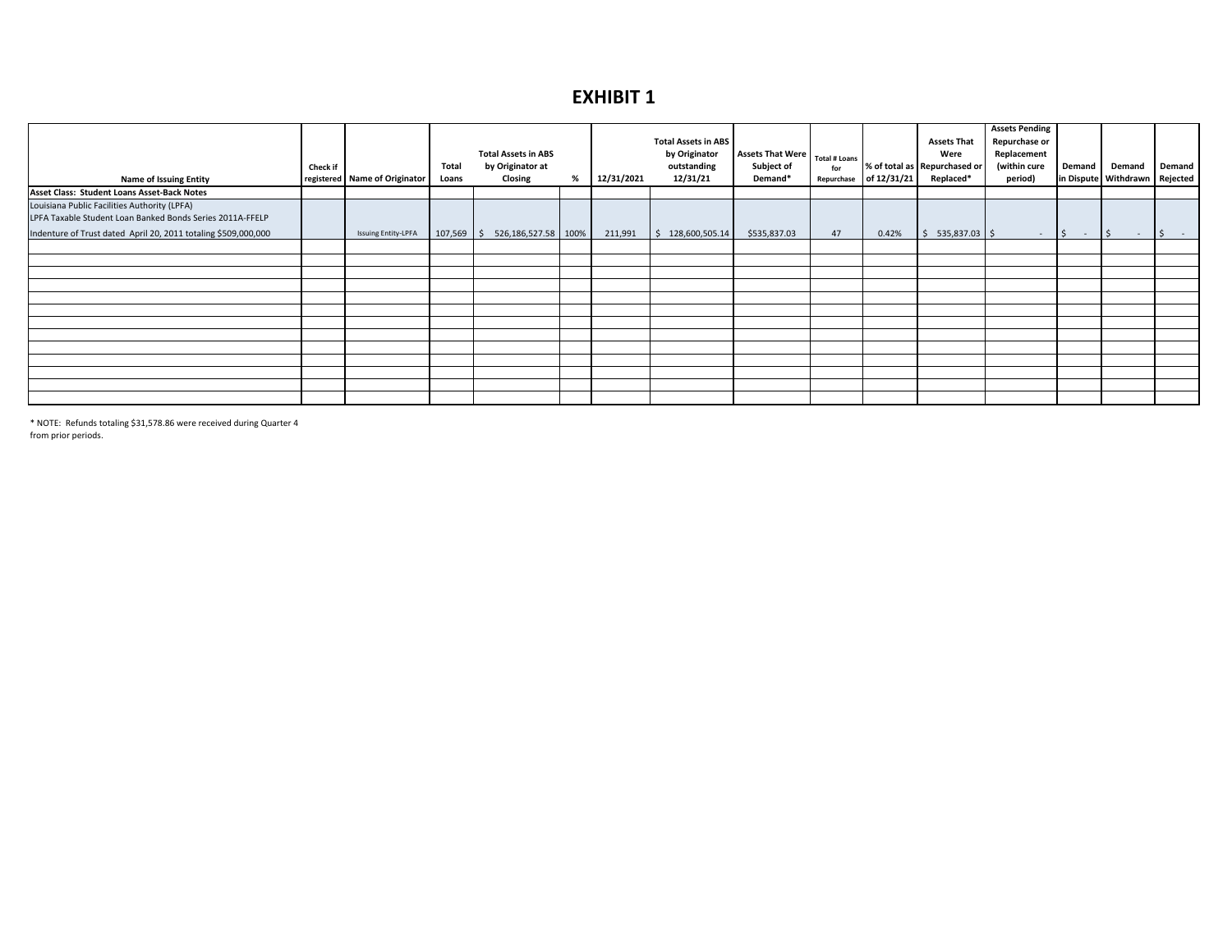# EXHIBIT 1

| Name of Issuing Entity | Check if registered | Name of Originator | Total Loans | Total Assets in ABS by Originator at Closing | % | 12/31/2021 | Total Assets in ABS by Originator outstanding 12/31/21 | Assets That Were Subject of Demand* | Total # Loans for Repurchase | % of total as of 12/31/21 | Assets That Were Repurchased or Replaced* | Assets Pending Repurchase or Replacement (within cure period) | Demand in Dispute | Demand Withdrawn | Demand Rejected |
|---|---|---|---|---|---|---|---|---|---|---|---|---|---|---|---|
| **Asset Class: Student Loans Asset-Back Notes** | | | | | | | | | | | | | | | |
| Louisiana Public Facilities Authority (LPFA) LPFA Taxable Student Loan Banked Bonds Series 2011A-FFELP Indenture of Trust dated April 20, 2011 totaling $509,000,000 | | Issuing Entity-LPFA | 107,569 | $ 526,186,527.58 | 100% | 211,991 | $ 128,600,505.14 | $535,837.03 | 47 | 0.42% | $ 535,837.03 | $ - | $ - | $ - | $ - |
| | | | | | | | | | | | | | | | |
| | | | | | | | | | | | | | | | |
| | | | | | | | | | | | | | | | |
| | | | | | | | | | | | | | | | |
| | | | | | | | | | | | | | | | |
| | | | | | | | | | | | | | | | |
| | | | | | | | | | | | | | | | |
| | | | | | | | | | | | | | | | |
| | | | | | | | | | | | | | | | |
| | | | | | | | | | | | | | | | |
| | | | | | | | | | | | | | | | |
| | | | | | | | | | | | | | | | |
| | | | | | | | | | | | | | | | |

* NOTE: Refunds totaling $31,578.86 were received during Quarter 4 from prior periods.